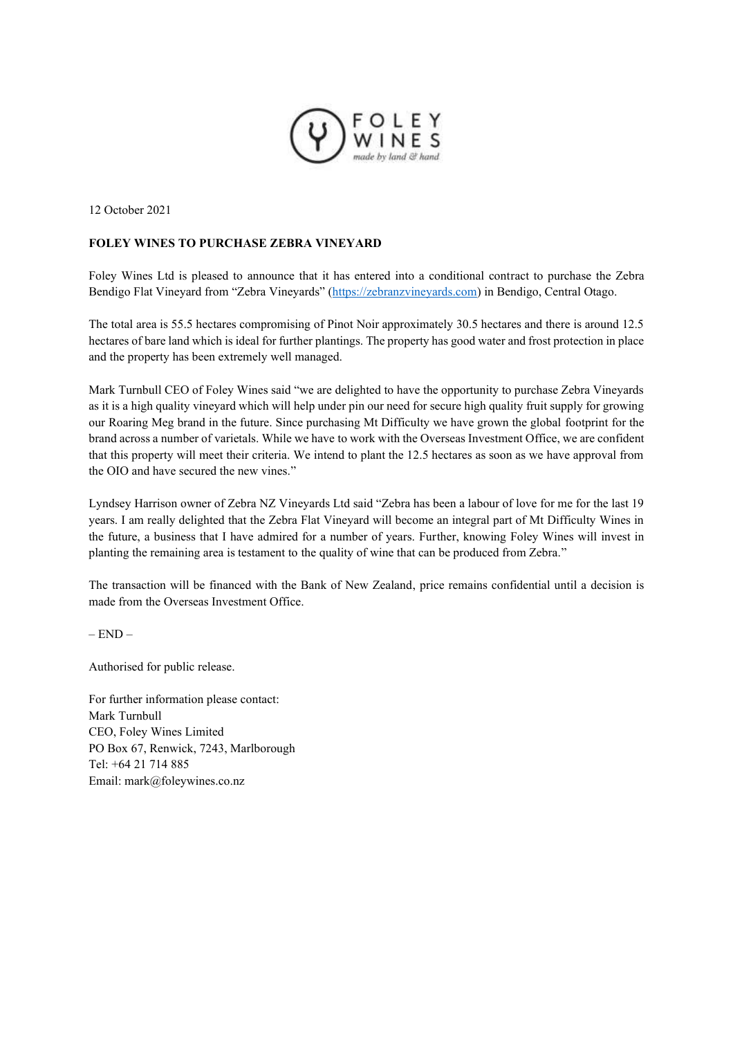12 October 2021

**FOLEY WINES TO PURCHASE ZEBRA VINEYARD**

Foley Wines Ltd is pleased to announce that it has entered into a conditional contract to purchase the Zebra Bendigo Flat Vineyard from "Zebra Vineyards" (https://zebranzvineyards.com) in Bendigo, Central Otago.

The total area is 55.5 hectares compromising of Pinot Noir approximately 30.5 hectares and there is around 12.5 hectares of bare land which is ideal for further plantings. The property has good water and frost protection in place and the property has been extremely well managed.

Mark Turnbull CEO of Foley Wines said "we are delighted to have the opportunity to purchase Zebra Vineyards as it is a high quality vineyard which will help under pin our need for secure high quality fruit supply for growing our Roaring Meg brand in the future. Since purchasing Mt Difficulty we have grown the global footprint for the brand across a number of varietals. While we have to work with the Overseas Investment Office, we are confident that this property will meet their criteria. We intend to plant the 12.5 hectares as soon as we have approval from the OIO and have secured the new vines."

Lyndsey Harrison owner of Zebra NZ Vineyards Ltd said "Zebra has been a labour of love for me for the last 19 years. I am really delighted that the Zebra Flat Vineyard will become an integral part of Mt Difficulty Wines in the future, a business that I have admired for a number of years. Further, knowing Foley Wines will invest in planting the remaining area is testament to the quality of wine that can be produced from Zebra."

The transaction will be financed with the Bank of New Zealand, price remains confidential until a decision is made from the Overseas Investment Office.

– END –

Authorised for public release.

For further information please contact:
Mark Turnbull
CEO, Foley Wines Limited
PO Box 67, Renwick, 7243, Marlborough
Tel: +64 21 714 885
Email: mark@foleywines.co.nz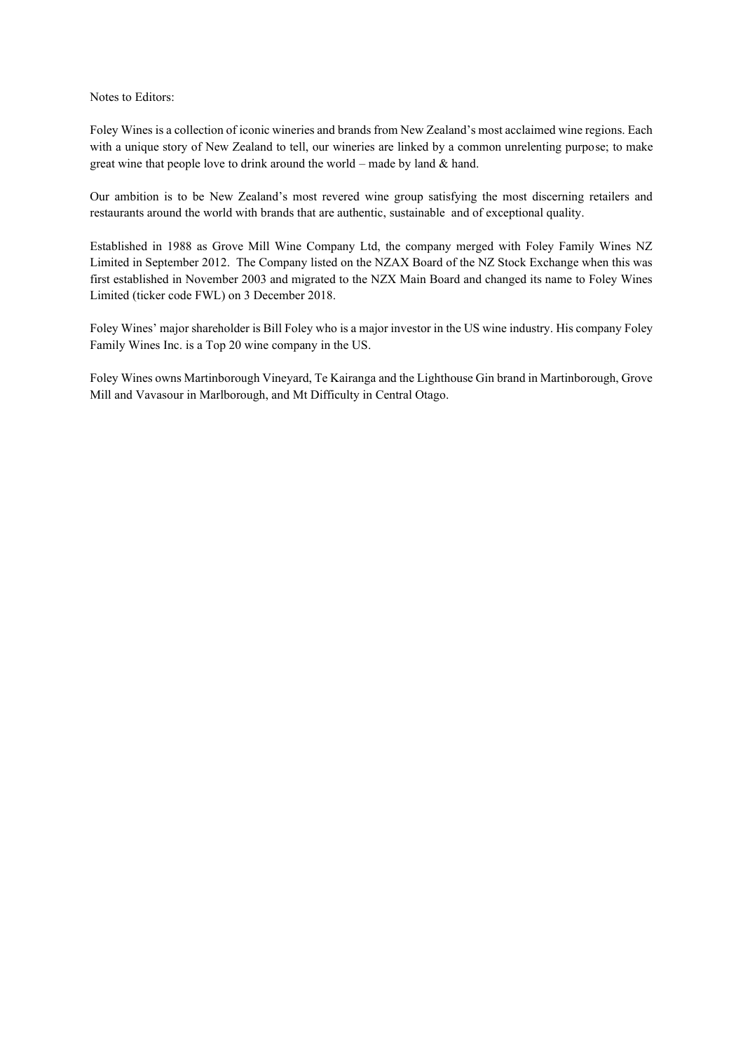Notes to Editors:

Foley Wines is a collection of iconic wineries and brands from New Zealand's most acclaimed wine regions. Each with a unique story of New Zealand to tell, our wineries are linked by a common unrelenting purpose; to make great wine that people love to drink around the world – made by land & hand.

Our ambition is to be New Zealand's most revered wine group satisfying the most discerning retailers and restaurants around the world with brands that are authentic, sustainable and of exceptional quality.

Established in 1988 as Grove Mill Wine Company Ltd, the company merged with Foley Family Wines NZ Limited in September 2012. The Company listed on the NZAX Board of the NZ Stock Exchange when this was first established in November 2003 and migrated to the NZX Main Board and changed its name to Foley Wines Limited (ticker code FWL) on 3 December 2018.

Foley Wines' major shareholder is Bill Foley who is a major investor in the US wine industry. His company Foley Family Wines Inc. is a Top 20 wine company in the US.

Foley Wines owns Martinborough Vineyard, Te Kairanga and the Lighthouse Gin brand in Martinborough, Grove Mill and Vavasour in Marlborough, and Mt Difficulty in Central Otago.